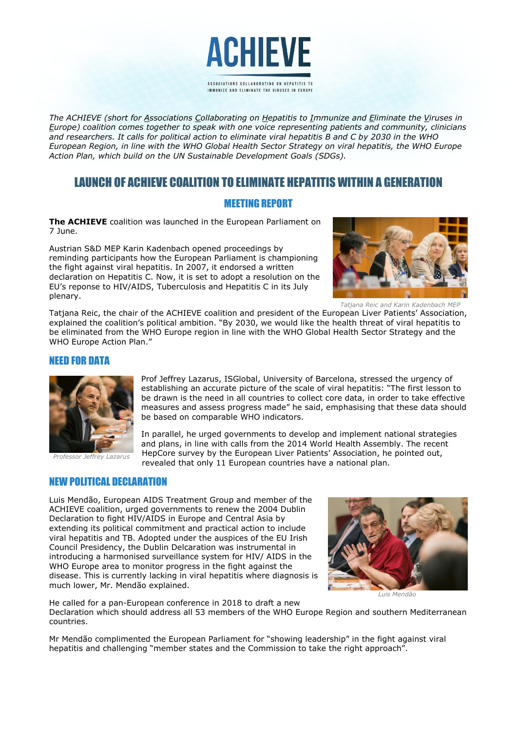# ACHIEVE

ASSOCIATIONS COLLABORATING ON HEPATITIS TO IMMUNIZE AND ELIMINATE THE VIRUSES IN EUROPE

*The ACHIEVE (short for Associations Collaborating on Hepatitis to Immunize and Eliminate the Viruses in Europe) coalition comes together to speak with one voice representing patients and community, clinicians and researchers. It calls for political action to eliminate viral hepatitis B and C by 2030 in the WHO European Region, in line with the WHO Global Health Sector Strategy on viral hepatitis, the WHO Europe Action Plan, which build on the UN Sustainable Development Goals (SDGs).*

## LAUNCH OF ACHIEVE COALITION TO ELIMINATE HEPATITIS WITHIN A GENERATION

### MEETING REPORT

**The ACHIEVE** coalition was launched in the European Parliament on 7 June.

Austrian S&D MEP Karin Kadenbach opened proceedings by reminding participants how the European Parliament is championing the fight against viral hepatitis. In 2007, it endorsed a written declaration on Hepatitis C. Now, it is set to adopt a resolution on the EU's reponse to HIV/AIDS, Tuberculosis and Hepatitis C in its July plenary.

*Tatjana Reic and Karin Kadenbach MEP*

Tatjana Reic, the chair of the ACHIEVE coalition and president of the European Liver Patients' Association, explained the coalition's political ambition. "By 2030, we would like the health threat of viral hepatitis to be eliminated from the WHO Europe region in line with the WHO Global Health Sector Strategy and the WHO Europe Action Plan."

### NEED FOR DATA

*Professor Jeffrey Lazarus*

Prof Jeffrey Lazarus, ISGlobal, University of Barcelona, stressed the urgency of establishing an accurate picture of the scale of viral hepatitis: "The first lesson to be drawn is the need in all countries to collect core data, in order to take effective measures and assess progress made" he said, emphasising that these data should be based on comparable WHO indicators.

In parallel, he urged governments to develop and implement national strategies and plans, in line with calls from the 2014 World Health Assembly. The recent HepCore survey by the European Liver Patients' Association, he pointed out, revealed that only 11 European countries have a national plan.

### NEW POLITICAL DECLARATION

Luis Mendão, European AIDS Treatment Group and member of the ACHIEVE coalition, urged governments to renew the 2004 Dublin Declaration to fight HIV/AIDS in Europe and Central Asia by extending its political commitment and practical action to include viral hepatitis and TB. Adopted under the auspices of the EU Irish Council Presidency, the Dublin Delcaration was instrumental in introducing a harmonised surveillance system for HIV/ AIDS in the WHO Europe area to monitor progress in the fight against the disease. This is currently lacking in viral hepatitis where diagnosis is much lower, Mr. Mendão explained.

*Luis Mendão*

He called for a pan-European conference in 2018 to draft a new Declaration which should address all 53 members of the WHO Europe Region and southern Mediterranean countries.

Mr Mendão complimented the European Parliament for "showing leadership" in the fight against viral hepatitis and challenging "member states and the Commission to take the right approach".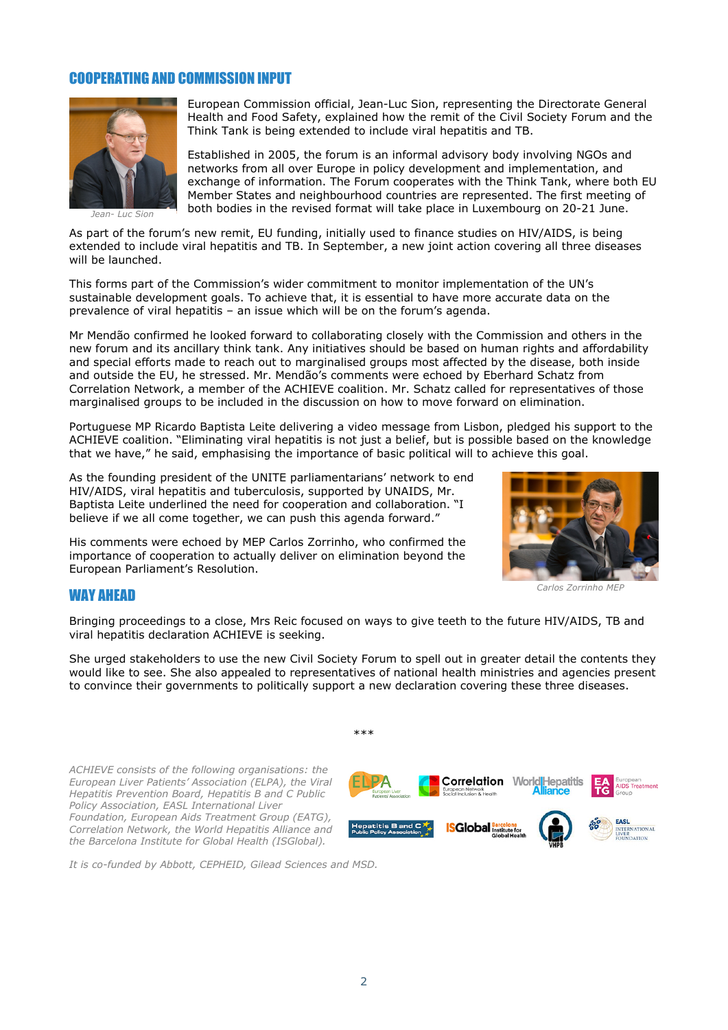## COOPERATING AND COMMISSION INPUT

Jean- Luc Sion

European Commission official, Jean-Luc Sion, representing the Directorate General Health and Food Safety, explained how the remit of the Civil Society Forum and the Think Tank is being extended to include viral hepatitis and TB.

Established in 2005, the forum is an informal advisory body involving NGOs and networks from all over Europe in policy development and implementation, and exchange of information. The Forum cooperates with the Think Tank, where both EU Member States and neighbourhood countries are represented. The first meeting of both bodies in the revised format will take place in Luxembourg on 20-21 June.

As part of the forum's new remit, EU funding, initially used to finance studies on HIV/AIDS, is being extended to include viral hepatitis and TB. In September, a new joint action covering all three diseases will be launched.

This forms part of the Commission's wider commitment to monitor implementation of the UN's sustainable development goals. To achieve that, it is essential to have more accurate data on the prevalence of viral hepatitis – an issue which will be on the forum's agenda.

Mr Mendão confirmed he looked forward to collaborating closely with the Commission and others in the new forum and its ancillary think tank. Any initiatives should be based on human rights and affordability and special efforts made to reach out to marginalised groups most affected by the disease, both inside and outside the EU, he stressed. Mr. Mendão's comments were echoed by Eberhard Schatz from Correlation Network, a member of the ACHIEVE coalition. Mr. Schatz called for representatives of those marginalised groups to be included in the discussion on how to move forward on elimination.

Portuguese MP Ricardo Baptista Leite delivering a video message from Lisbon, pledged his support to the ACHIEVE coalition. "Eliminating viral hepatitis is not just a belief, but is possible based on the knowledge that we have," he said, emphasising the importance of basic political will to achieve this goal.

As the founding president of the UNITE parliamentarians' network to end HIV/AIDS, viral hepatitis and tuberculosis, supported by UNAIDS, Mr. Baptista Leite underlined the need for cooperation and collaboration. "I believe if we all come together, we can push this agenda forward."

His comments were echoed by MEP Carlos Zorrinho, who confirmed the importance of cooperation to actually deliver on elimination beyond the European Parliament's Resolution.

Carlos Zorrinho MEP

## WAY AHEAD

Bringing proceedings to a close, Mrs Reic focused on ways to give teeth to the future HIV/AIDS, TB and viral hepatitis declaration ACHIEVE is seeking.

She urged stakeholders to use the new Civil Society Forum to spell out in greater detail the contents they would like to see. She also appealed to representatives of national health ministries and agencies present to convince their governments to politically support a new declaration covering these three diseases.

***

*ACHIEVE consists of the following organisations: the European Liver Patients' Association (ELPA), the Viral Hepatitis Prevention Board, Hepatitis B and C Public Policy Association, EASL International Liver Foundation, European Aids Treatment Group (EATG), Correlation Network, the World Hepatitis Alliance and the Barcelona Institute for Global Health (ISGlobal).*

*It is co-funded by Abbott, CEPHEID, Gilead Sciences and MSD.*